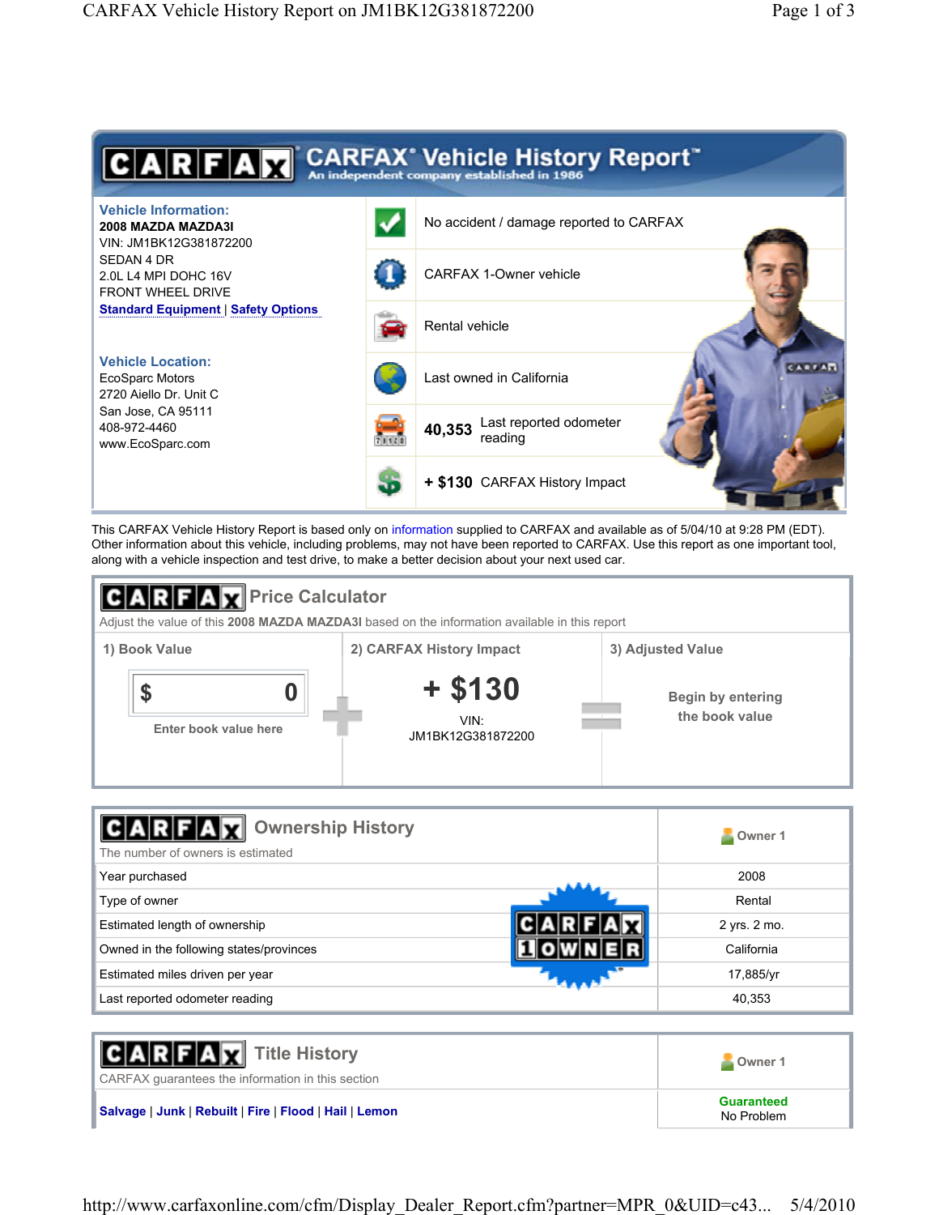# CARFAX Vehicle History Report™

An independent company established in 1986

**Vehicle Information:**

**2008 MAZDA MAZDA3I**
VIN: JM1BK12G381872200
SEDAN 4 DR
2.0L L4 MPI DOHC 16V
FRONT WHEEL DRIVE
Standard Equipment | Safety Options

**Vehicle Location:**

EcoSparc Motors
2720 Aiello Dr. Unit C
San Jose, CA 95111
408-972-4460
www.EcoSparc.com

- No accident / damage reported to CARFAX
- CARFAX 1-Owner vehicle
- Rental vehicle
- Last owned in California
- **40,353** Last reported odometer reading
- **+ $130** CARFAX History Impact

This CARFAX Vehicle History Report is based only on information supplied to CARFAX and available as of 5/04/10 at 9:28 PM (EDT). Other information about this vehicle, including problems, may not have been reported to CARFAX. Use this report as one important tool, along with a vehicle inspection and test drive, to make a better decision about your next used car.

## CARFAX Price Calculator

Adjust the value of this **2008 MAZDA MAZDA3I** based on the information available in this report

| 1) Book Value | 2) CARFAX History Impact | 3) Adjusted Value |
|---|---|---|
| $ 0 <br> Enter book value here | **+ $130** <br> VIN: JM1BK12G381872200 | Begin by entering the book value |

## CARFAX Ownership History

The number of owners is estimated

| | Owner 1 |
|---|---|
| Year purchased | 2008 |
| Type of owner | Rental |
| Estimated length of ownership | 2 yrs. 2 mo. |
| Owned in the following states/provinces | California |
| Estimated miles driven per year | 17,885/yr |
| Last reported odometer reading | 40,353 |

CARFAX 1 OWNER

## CARFAX Title History

CARFAX guarantees the information in this section

| | Owner 1 |
|---|---|
| Salvage \| Junk \| Rebuilt \| Fire \| Flood \| Hail \| Lemon | **Guaranteed** No Problem |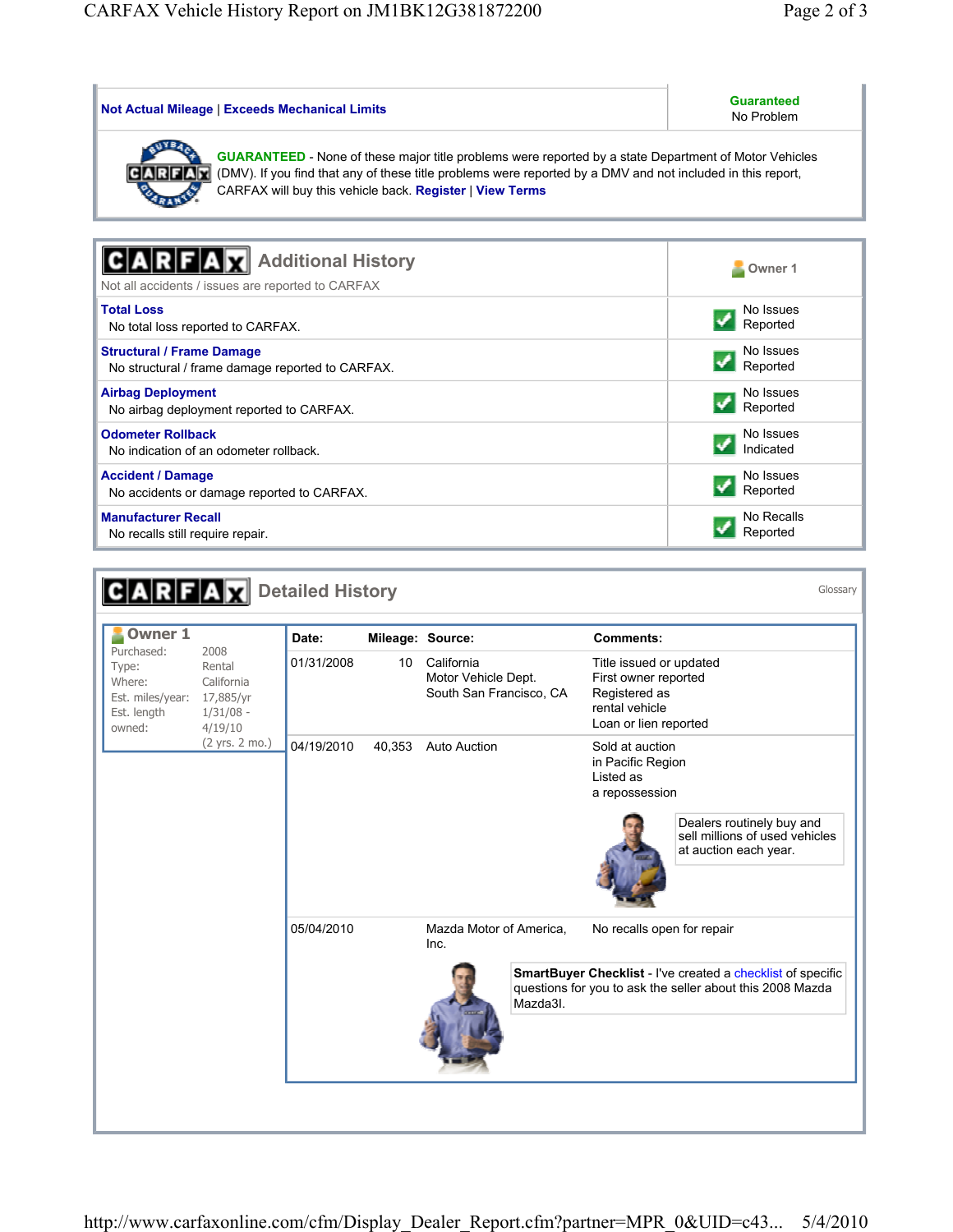| **Not Actual Mileage** \| **Exceeds Mechanical Limits** | **Guaranteed** No Problem |
|---|---|

**GUARANTEED** - None of these major title problems were reported by a state Department of Motor Vehicles (DMV). If you find that any of these title problems were reported by a DMV and not included in this report, CARFAX will buy this vehicle back. **Register** | **View Terms**

## Additional History

Not all accidents / issues are reported to CARFAX

| | Owner 1 |
|---|---|
| **Total Loss** No total loss reported to CARFAX. | No Issues Reported |
| **Structural / Frame Damage** No structural / frame damage reported to CARFAX. | No Issues Reported |
| **Airbag Deployment** No airbag deployment reported to CARFAX. | No Issues Reported |
| **Odometer Rollback** No indication of an odometer rollback. | No Issues Indicated |
| **Accident / Damage** No accidents or damage reported to CARFAX. | No Issues Reported |
| **Manufacturer Recall** No recalls still require repair. | No Recalls Reported |

## Detailed History

Glossary

**Owner 1**

| | |
|---|---|
| Purchased: | 2008 |
| Type: | Rental |
| Where: | California |
| Est. miles/year: | 17,885/yr |
| Est. length owned: | 1/31/08 - 4/19/10 (2 yrs. 2 mo.) |

| Date: | Mileage: | Source: | Comments: |
|---|---|---|---|
| 01/31/2008 | 10 | California Motor Vehicle Dept. South San Francisco, CA | Title issued or updated<br>First owner reported<br>Registered as rental vehicle<br>Loan or lien reported |
| 04/19/2010 | 40,353 | Auto Auction | Sold at auction in Pacific Region<br>Listed as a repossession |
| 05/04/2010 | | Mazda Motor of America, Inc. | No recalls open for repair |

Dealers routinely buy and sell millions of used vehicles at auction each year.

**SmartBuyer Checklist** - I've created a checklist of specific questions for you to ask the seller about this 2008 Mazda Mazda3I.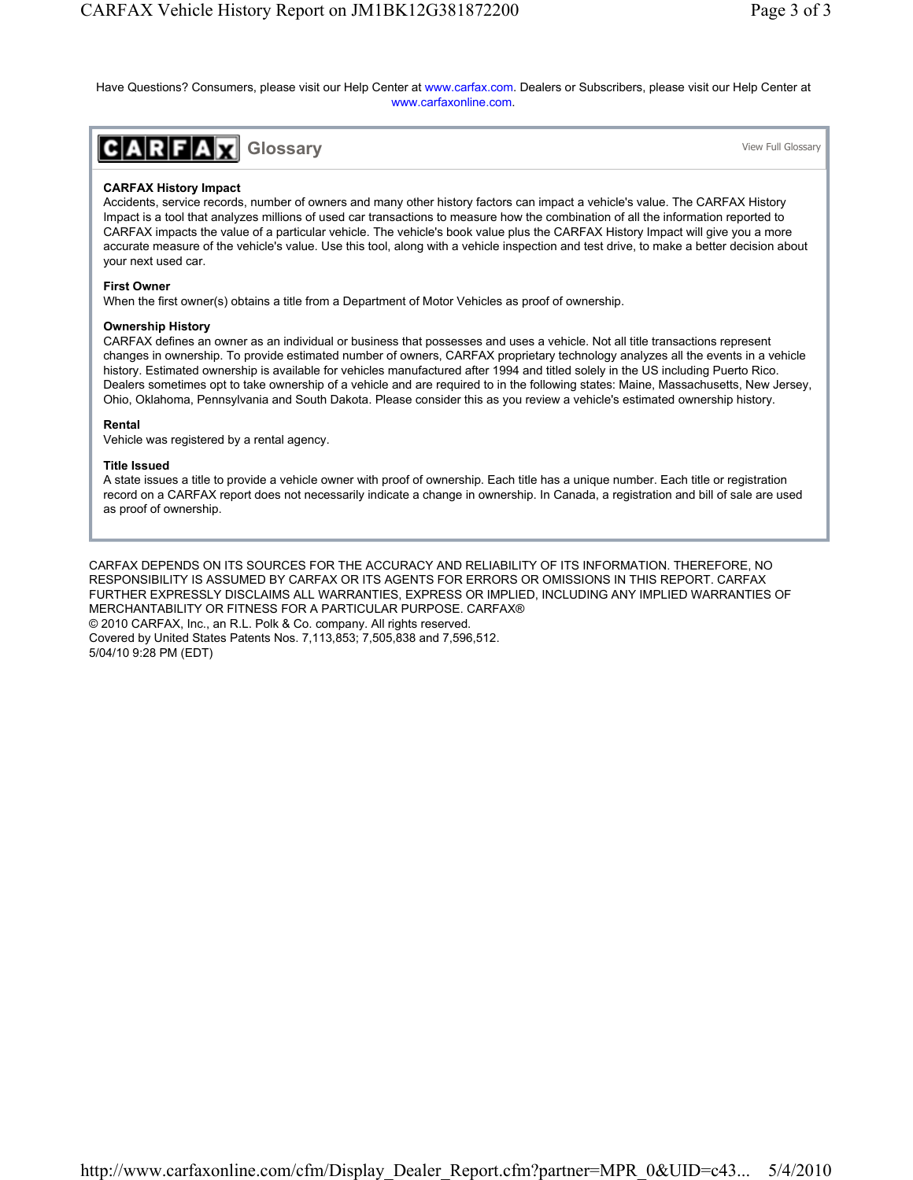Have Questions? Consumers, please visit our Help Center at www.carfax.com. Dealers or Subscribers, please visit our Help Center at www.carfaxonline.com.

## CARFAX Glossary

View Full Glossary

**CARFAX History Impact**
Accidents, service records, number of owners and many other history factors can impact a vehicle's value. The CARFAX History Impact is a tool that analyzes millions of used car transactions to measure how the combination of all the information reported to CARFAX impacts the value of a particular vehicle. The vehicle's book value plus the CARFAX History Impact will give you a more accurate measure of the vehicle's value. Use this tool, along with a vehicle inspection and test drive, to make a better decision about your next used car.

**First Owner**
When the first owner(s) obtains a title from a Department of Motor Vehicles as proof of ownership.

**Ownership History**
CARFAX defines an owner as an individual or business that possesses and uses a vehicle. Not all title transactions represent changes in ownership. To provide estimated number of owners, CARFAX proprietary technology analyzes all the events in a vehicle history. Estimated ownership is available for vehicles manufactured after 1994 and titled solely in the US including Puerto Rico. Dealers sometimes opt to take ownership of a vehicle and are required to in the following states: Maine, Massachusetts, New Jersey, Ohio, Oklahoma, Pennsylvania and South Dakota. Please consider this as you review a vehicle's estimated ownership history.

**Rental**
Vehicle was registered by a rental agency.

**Title Issued**
A state issues a title to provide a vehicle owner with proof of ownership. Each title has a unique number. Each title or registration record on a CARFAX report does not necessarily indicate a change in ownership. In Canada, a registration and bill of sale are used as proof of ownership.

CARFAX DEPENDS ON ITS SOURCES FOR THE ACCURACY AND RELIABILITY OF ITS INFORMATION. THEREFORE, NO RESPONSIBILITY IS ASSUMED BY CARFAX OR ITS AGENTS FOR ERRORS OR OMISSIONS IN THIS REPORT. CARFAX FURTHER EXPRESSLY DISCLAIMS ALL WARRANTIES, EXPRESS OR IMPLIED, INCLUDING ANY IMPLIED WARRANTIES OF MERCHANTABILITY OR FITNESS FOR A PARTICULAR PURPOSE. CARFAX®
© 2010 CARFAX, Inc., an R.L. Polk & Co. company. All rights reserved.
Covered by United States Patents Nos. 7,113,853; 7,505,838 and 7,596,512.
5/04/10 9:28 PM (EDT)